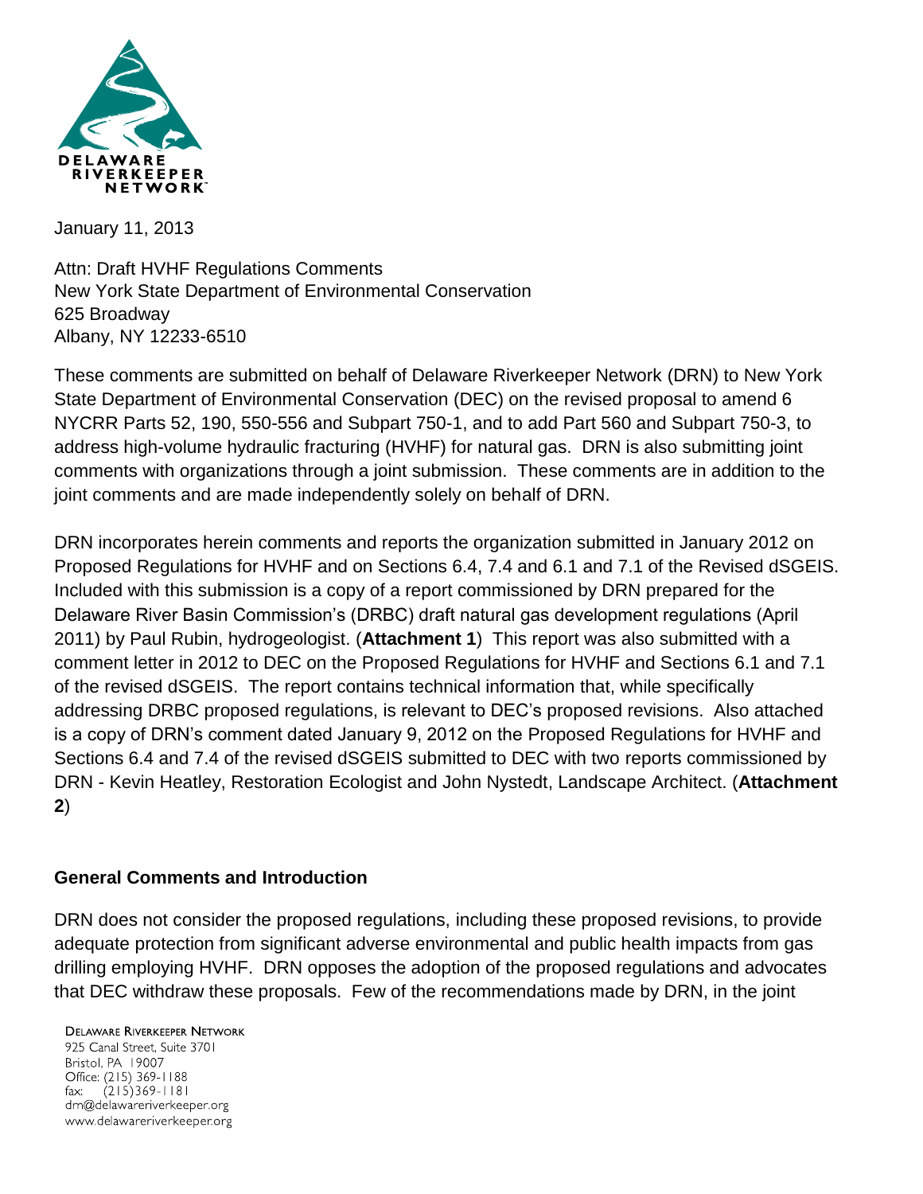DELAWARE RIVERKEEPER NETWORK

January 11, 2013

Attn: Draft HVHF Regulations Comments
New York State Department of Environmental Conservation
625 Broadway
Albany, NY 12233-6510

These comments are submitted on behalf of Delaware Riverkeeper Network (DRN) to New York State Department of Environmental Conservation (DEC) on the revised proposal to amend 6 NYCRR Parts 52, 190, 550-556 and Subpart 750-1, and to add Part 560 and Subpart 750-3, to address high-volume hydraulic fracturing (HVHF) for natural gas. DRN is also submitting joint comments with organizations through a joint submission. These comments are in addition to the joint comments and are made independently solely on behalf of DRN.

DRN incorporates herein comments and reports the organization submitted in January 2012 on Proposed Regulations for HVHF and on Sections 6.4, 7.4 and 6.1 and 7.1 of the Revised dSGEIS. Included with this submission is a copy of a report commissioned by DRN prepared for the Delaware River Basin Commission's (DRBC) draft natural gas development regulations (April 2011) by Paul Rubin, hydrogeologist. (**Attachment 1**) This report was also submitted with a comment letter in 2012 to DEC on the Proposed Regulations for HVHF and Sections 6.1 and 7.1 of the revised dSGEIS. The report contains technical information that, while specifically addressing DRBC proposed regulations, is relevant to DEC's proposed revisions. Also attached is a copy of DRN's comment dated January 9, 2012 on the Proposed Regulations for HVHF and Sections 6.4 and 7.4 of the revised dSGEIS submitted to DEC with two reports commissioned by DRN - Kevin Heatley, Restoration Ecologist and John Nystedt, Landscape Architect. (**Attachment 2**)

## General Comments and Introduction

DRN does not consider the proposed regulations, including these proposed revisions, to provide adequate protection from significant adverse environmental and public health impacts from gas drilling employing HVHF. DRN opposes the adoption of the proposed regulations and advocates that DEC withdraw these proposals. Few of the recommendations made by DRN, in the joint

DELAWARE RIVERKEEPER NETWORK
925 Canal Street, Suite 3701
Bristol, PA 19007
Office: (215) 369-1188
fax: (215)369-1181
drn@delawareriverkeeper.org
www.delawareriverkeeper.org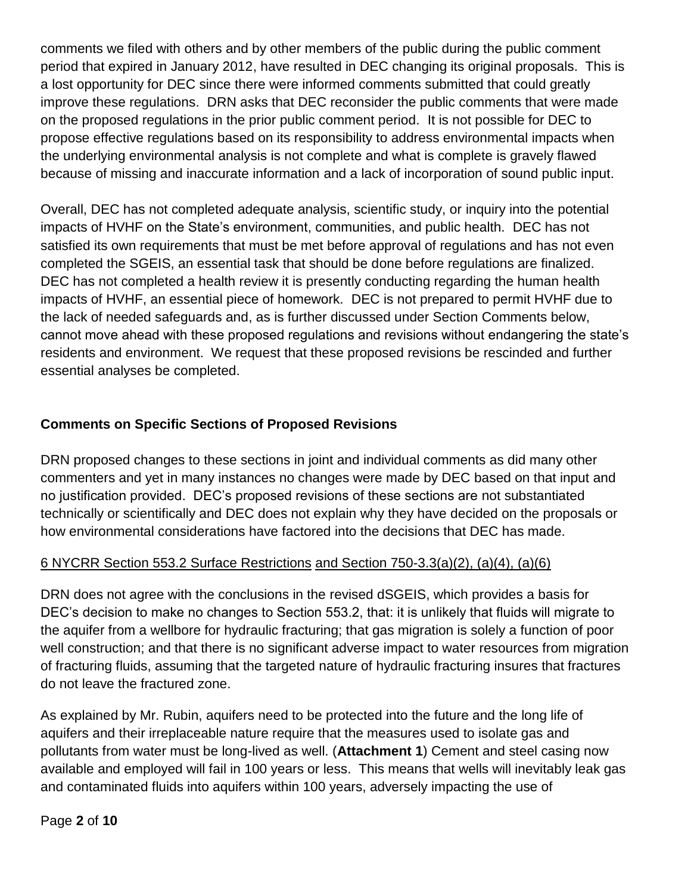comments we filed with others and by other members of the public during the public comment period that expired in January 2012, have resulted in DEC changing its original proposals. This is a lost opportunity for DEC since there were informed comments submitted that could greatly improve these regulations. DRN asks that DEC reconsider the public comments that were made on the proposed regulations in the prior public comment period. It is not possible for DEC to propose effective regulations based on its responsibility to address environmental impacts when the underlying environmental analysis is not complete and what is complete is gravely flawed because of missing and inaccurate information and a lack of incorporation of sound public input.

Overall, DEC has not completed adequate analysis, scientific study, or inquiry into the potential impacts of HVHF on the State's environment, communities, and public health. DEC has not satisfied its own requirements that must be met before approval of regulations and has not even completed the SGEIS, an essential task that should be done before regulations are finalized. DEC has not completed a health review it is presently conducting regarding the human health impacts of HVHF, an essential piece of homework. DEC is not prepared to permit HVHF due to the lack of needed safeguards and, as is further discussed under Section Comments below, cannot move ahead with these proposed regulations and revisions without endangering the state's residents and environment. We request that these proposed revisions be rescinded and further essential analyses be completed.

## Comments on Specific Sections of Proposed Revisions

DRN proposed changes to these sections in joint and individual comments as did many other commenters and yet in many instances no changes were made by DEC based on that input and no justification provided. DEC's proposed revisions of these sections are not substantiated technically or scientifically and DEC does not explain why they have decided on the proposals or how environmental considerations have factored into the decisions that DEC has made.

6 NYCRR Section 553.2 Surface Restrictions and Section 750-3.3(a)(2), (a)(4), (a)(6)

DRN does not agree with the conclusions in the revised dSGEIS, which provides a basis for DEC's decision to make no changes to Section 553.2, that: it is unlikely that fluids will migrate to the aquifer from a wellbore for hydraulic fracturing; that gas migration is solely a function of poor well construction; and that there is no significant adverse impact to water resources from migration of fracturing fluids, assuming that the targeted nature of hydraulic fracturing insures that fractures do not leave the fractured zone.

As explained by Mr. Rubin, aquifers need to be protected into the future and the long life of aquifers and their irreplaceable nature require that the measures used to isolate gas and pollutants from water must be long-lived as well. (**Attachment 1**) Cement and steel casing now available and employed will fail in 100 years or less. This means that wells will inevitably leak gas and contaminated fluids into aquifers within 100 years, adversely impacting the use of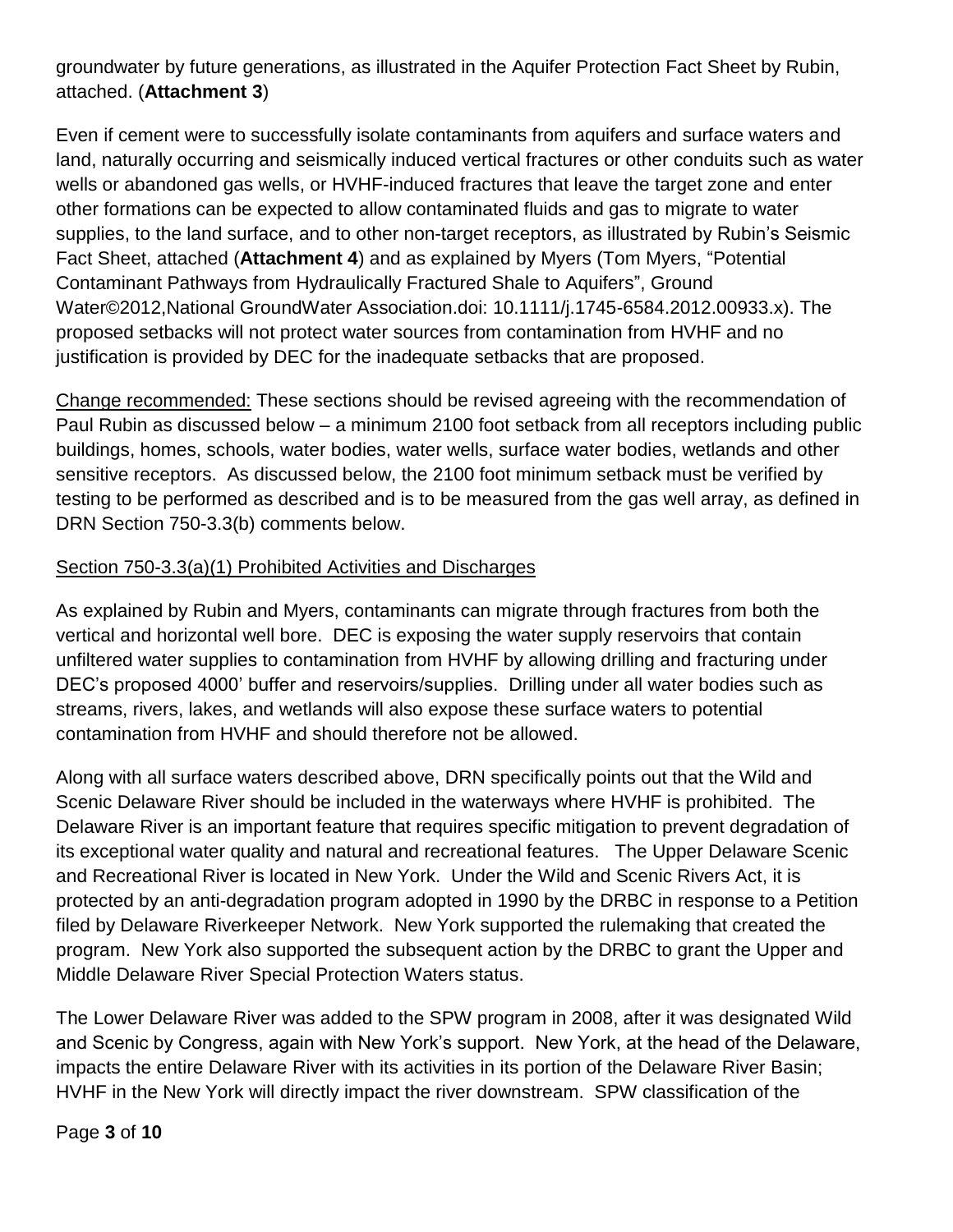groundwater by future generations, as illustrated in the Aquifer Protection Fact Sheet by Rubin, attached. (**Attachment 3**)

Even if cement were to successfully isolate contaminants from aquifers and surface waters and land, naturally occurring and seismically induced vertical fractures or other conduits such as water wells or abandoned gas wells, or HVHF-induced fractures that leave the target zone and enter other formations can be expected to allow contaminated fluids and gas to migrate to water supplies, to the land surface, and to other non-target receptors, as illustrated by Rubin's Seismic Fact Sheet, attached (**Attachment 4**) and as explained by Myers (Tom Myers, "Potential Contaminant Pathways from Hydraulically Fractured Shale to Aquifers", Ground Water©2012,National GroundWater Association.doi: 10.1111/j.1745-6584.2012.00933.x). The proposed setbacks will not protect water sources from contamination from HVHF and no justification is provided by DEC for the inadequate setbacks that are proposed.

<u>Change recommended:</u> These sections should be revised agreeing with the recommendation of Paul Rubin as discussed below – a minimum 2100 foot setback from all receptors including public buildings, homes, schools, water bodies, water wells, surface water bodies, wetlands and other sensitive receptors. As discussed below, the 2100 foot minimum setback must be verified by testing to be performed as described and is to be measured from the gas well array, as defined in DRN Section 750-3.3(b) comments below.

<u>Section 750-3.3(a)(1) Prohibited Activities and Discharges</u>

As explained by Rubin and Myers, contaminants can migrate through fractures from both the vertical and horizontal well bore. DEC is exposing the water supply reservoirs that contain unfiltered water supplies to contamination from HVHF by allowing drilling and fracturing under DEC's proposed 4000' buffer and reservoirs/supplies. Drilling under all water bodies such as streams, rivers, lakes, and wetlands will also expose these surface waters to potential contamination from HVHF and should therefore not be allowed.

Along with all surface waters described above, DRN specifically points out that the Wild and Scenic Delaware River should be included in the waterways where HVHF is prohibited. The Delaware River is an important feature that requires specific mitigation to prevent degradation of its exceptional water quality and natural and recreational features. The Upper Delaware Scenic and Recreational River is located in New York. Under the Wild and Scenic Rivers Act, it is protected by an anti-degradation program adopted in 1990 by the DRBC in response to a Petition filed by Delaware Riverkeeper Network. New York supported the rulemaking that created the program. New York also supported the subsequent action by the DRBC to grant the Upper and Middle Delaware River Special Protection Waters status.

The Lower Delaware River was added to the SPW program in 2008, after it was designated Wild and Scenic by Congress, again with New York's support. New York, at the head of the Delaware, impacts the entire Delaware River with its activities in its portion of the Delaware River Basin; HVHF in the New York will directly impact the river downstream. SPW classification of the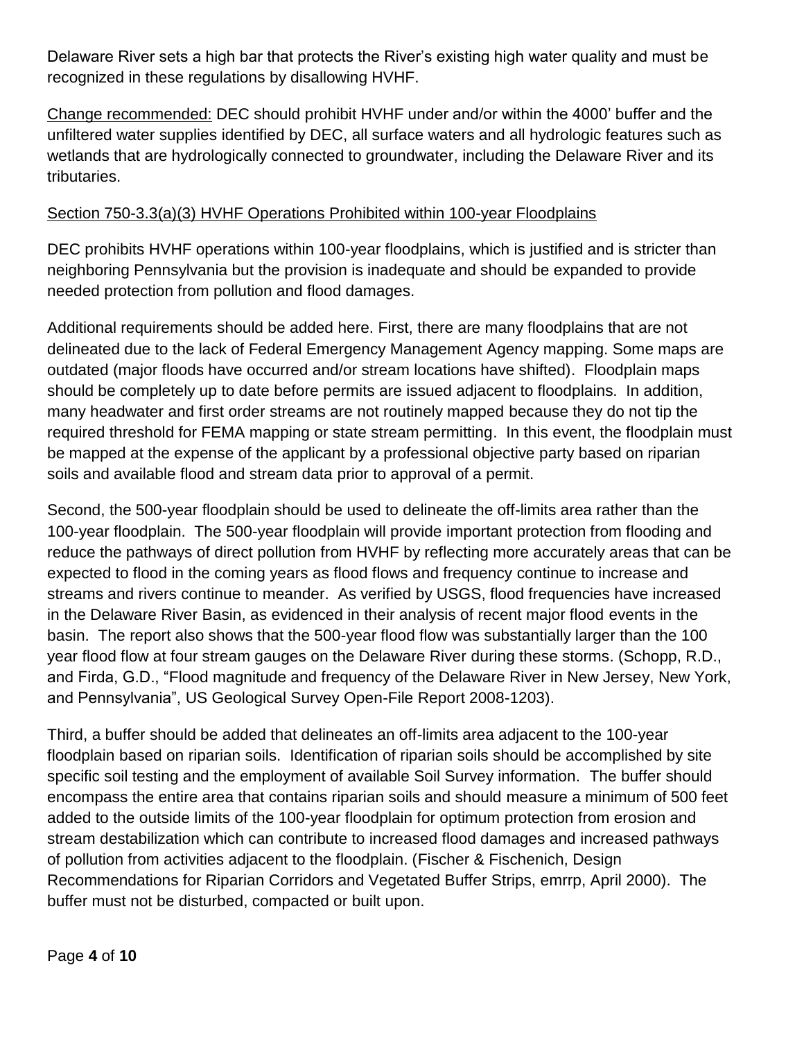Delaware River sets a high bar that protects the River's existing high water quality and must be recognized in these regulations by disallowing HVHF.

Change recommended: DEC should prohibit HVHF under and/or within the 4000' buffer and the unfiltered water supplies identified by DEC, all surface waters and all hydrologic features such as wetlands that are hydrologically connected to groundwater, including the Delaware River and its tributaries.

## Section 750-3.3(a)(3) HVHF Operations Prohibited within 100-year Floodplains

DEC prohibits HVHF operations within 100-year floodplains, which is justified and is stricter than neighboring Pennsylvania but the provision is inadequate and should be expanded to provide needed protection from pollution and flood damages.

Additional requirements should be added here. First, there are many floodplains that are not delineated due to the lack of Federal Emergency Management Agency mapping. Some maps are outdated (major floods have occurred and/or stream locations have shifted). Floodplain maps should be completely up to date before permits are issued adjacent to floodplains. In addition, many headwater and first order streams are not routinely mapped because they do not tip the required threshold for FEMA mapping or state stream permitting. In this event, the floodplain must be mapped at the expense of the applicant by a professional objective party based on riparian soils and available flood and stream data prior to approval of a permit.

Second, the 500-year floodplain should be used to delineate the off-limits area rather than the 100-year floodplain. The 500-year floodplain will provide important protection from flooding and reduce the pathways of direct pollution from HVHF by reflecting more accurately areas that can be expected to flood in the coming years as flood flows and frequency continue to increase and streams and rivers continue to meander. As verified by USGS, flood frequencies have increased in the Delaware River Basin, as evidenced in their analysis of recent major flood events in the basin. The report also shows that the 500-year flood flow was substantially larger than the 100 year flood flow at four stream gauges on the Delaware River during these storms. (Schopp, R.D., and Firda, G.D., "Flood magnitude and frequency of the Delaware River in New Jersey, New York, and Pennsylvania", US Geological Survey Open-File Report 2008-1203).

Third, a buffer should be added that delineates an off-limits area adjacent to the 100-year floodplain based on riparian soils. Identification of riparian soils should be accomplished by site specific soil testing and the employment of available Soil Survey information. The buffer should encompass the entire area that contains riparian soils and should measure a minimum of 500 feet added to the outside limits of the 100-year floodplain for optimum protection from erosion and stream destabilization which can contribute to increased flood damages and increased pathways of pollution from activities adjacent to the floodplain. (Fischer & Fischenich, Design Recommendations for Riparian Corridors and Vegetated Buffer Strips, emrrp, April 2000). The buffer must not be disturbed, compacted or built upon.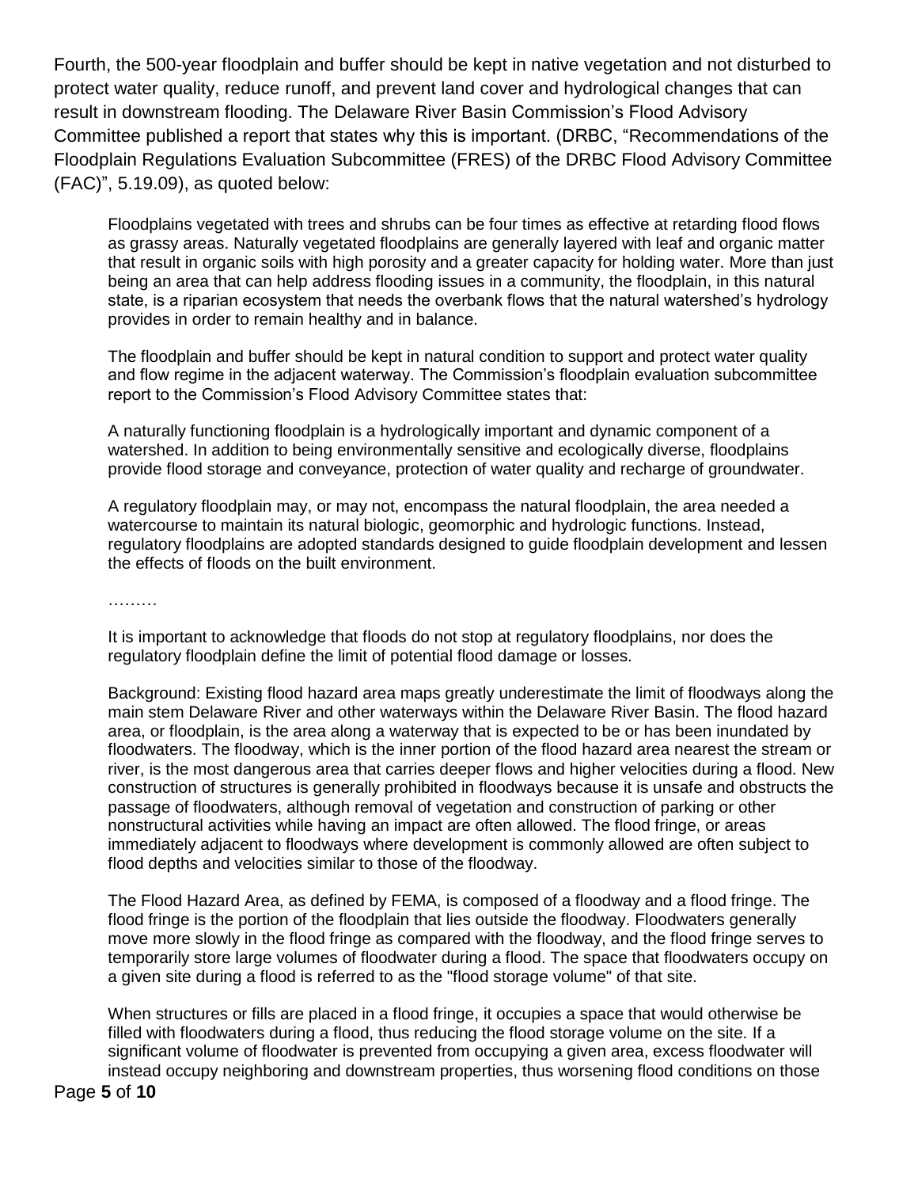Fourth, the 500-year floodplain and buffer should be kept in native vegetation and not disturbed to protect water quality, reduce runoff, and prevent land cover and hydrological changes that can result in downstream flooding. The Delaware River Basin Commission's Flood Advisory Committee published a report that states why this is important. (DRBC, "Recommendations of the Floodplain Regulations Evaluation Subcommittee (FRES) of the DRBC Flood Advisory Committee (FAC)", 5.19.09), as quoted below:

> Floodplains vegetated with trees and shrubs can be four times as effective at retarding flood flows as grassy areas. Naturally vegetated floodplains are generally layered with leaf and organic matter that result in organic soils with high porosity and a greater capacity for holding water. More than just being an area that can help address flooding issues in a community, the floodplain, in this natural state, is a riparian ecosystem that needs the overbank flows that the natural watershed's hydrology provides in order to remain healthy and in balance.
>
> The floodplain and buffer should be kept in natural condition to support and protect water quality and flow regime in the adjacent waterway. The Commission's floodplain evaluation subcommittee report to the Commission's Flood Advisory Committee states that:
>
> A naturally functioning floodplain is a hydrologically important and dynamic component of a watershed. In addition to being environmentally sensitive and ecologically diverse, floodplains provide flood storage and conveyance, protection of water quality and recharge of groundwater.
>
> A regulatory floodplain may, or may not, encompass the natural floodplain, the area needed a watercourse to maintain its natural biologic, geomorphic and hydrologic functions. Instead, regulatory floodplains are adopted standards designed to guide floodplain development and lessen the effects of floods on the built environment.
>
> ………
>
> It is important to acknowledge that floods do not stop at regulatory floodplains, nor does the regulatory floodplain define the limit of potential flood damage or losses.
>
> Background: Existing flood hazard area maps greatly underestimate the limit of floodways along the main stem Delaware River and other waterways within the Delaware River Basin. The flood hazard area, or floodplain, is the area along a waterway that is expected to be or has been inundated by floodwaters. The floodway, which is the inner portion of the flood hazard area nearest the stream or river, is the most dangerous area that carries deeper flows and higher velocities during a flood. New construction of structures is generally prohibited in floodways because it is unsafe and obstructs the passage of floodwaters, although removal of vegetation and construction of parking or other nonstructural activities while having an impact are often allowed. The flood fringe, or areas immediately adjacent to floodways where development is commonly allowed are often subject to flood depths and velocities similar to those of the floodway.
>
> The Flood Hazard Area, as defined by FEMA, is composed of a floodway and a flood fringe. The flood fringe is the portion of the floodplain that lies outside the floodway. Floodwaters generally move more slowly in the flood fringe as compared with the floodway, and the flood fringe serves to temporarily store large volumes of floodwater during a flood. The space that floodwaters occupy on a given site during a flood is referred to as the "flood storage volume" of that site.
>
> When structures or fills are placed in a flood fringe, it occupies a space that would otherwise be filled with floodwaters during a flood, thus reducing the flood storage volume on the site. If a significant volume of floodwater is prevented from occupying a given area, excess floodwater will instead occupy neighboring and downstream properties, thus worsening flood conditions on those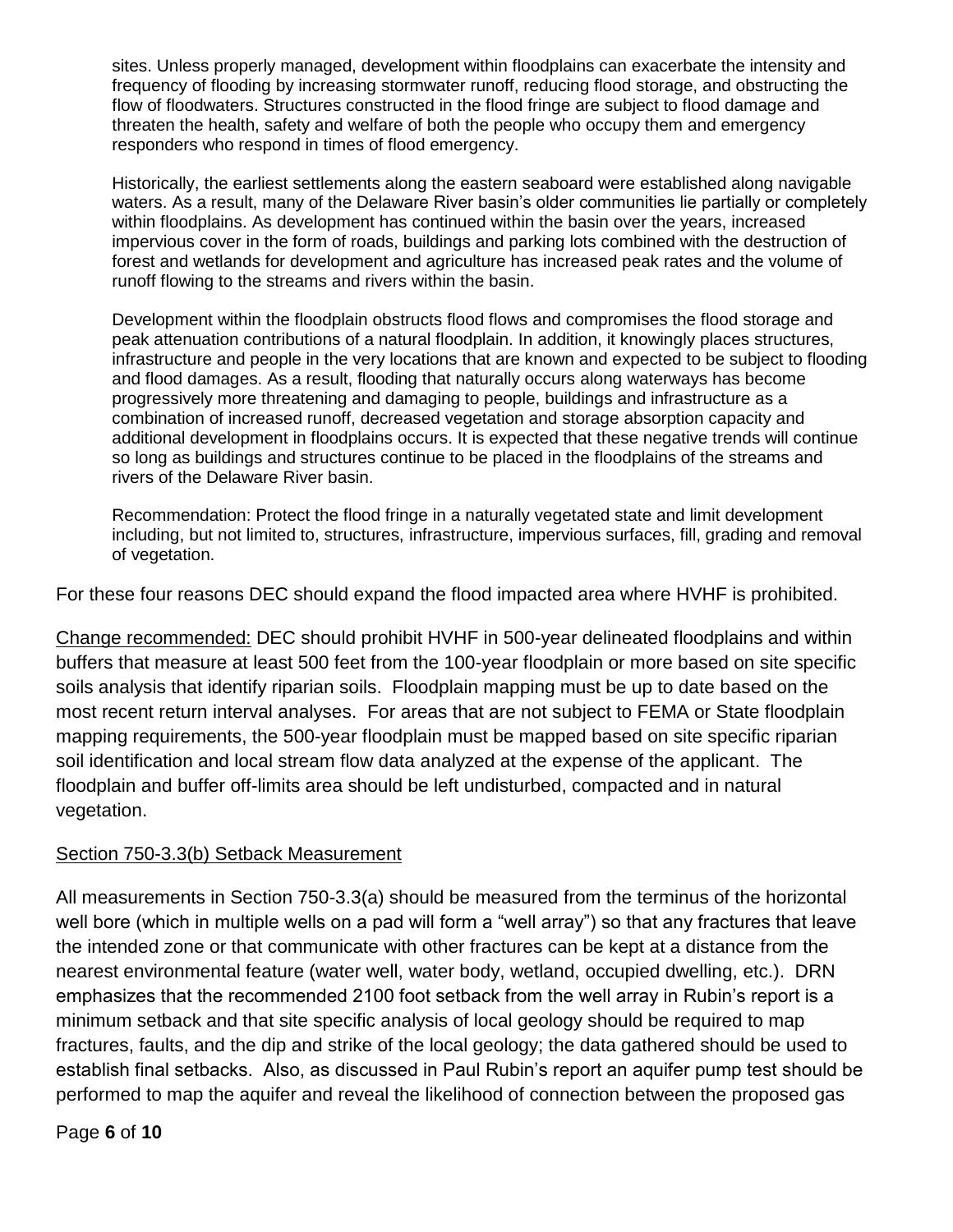> sites. Unless properly managed, development within floodplains can exacerbate the intensity and frequency of flooding by increasing stormwater runoff, reducing flood storage, and obstructing the flow of floodwaters. Structures constructed in the flood fringe are subject to flood damage and threaten the health, safety and welfare of both the people who occupy them and emergency responders who respond in times of flood emergency.
>
> Historically, the earliest settlements along the eastern seaboard were established along navigable waters. As a result, many of the Delaware River basin's older communities lie partially or completely within floodplains. As development has continued within the basin over the years, increased impervious cover in the form of roads, buildings and parking lots combined with the destruction of forest and wetlands for development and agriculture has increased peak rates and the volume of runoff flowing to the streams and rivers within the basin.
>
> Development within the floodplain obstructs flood flows and compromises the flood storage and peak attenuation contributions of a natural floodplain. In addition, it knowingly places structures, infrastructure and people in the very locations that are known and expected to be subject to flooding and flood damages. As a result, flooding that naturally occurs along waterways has become progressively more threatening and damaging to people, buildings and infrastructure as a combination of increased runoff, decreased vegetation and storage absorption capacity and additional development in floodplains occurs. It is expected that these negative trends will continue so long as buildings and structures continue to be placed in the floodplains of the streams and rivers of the Delaware River basin.
>
> Recommendation: Protect the flood fringe in a naturally vegetated state and limit development including, but not limited to, structures, infrastructure, impervious surfaces, fill, grading and removal of vegetation.

For these four reasons DEC should expand the flood impacted area where HVHF is prohibited.

Change recommended: DEC should prohibit HVHF in 500-year delineated floodplains and within buffers that measure at least 500 feet from the 100-year floodplain or more based on site specific soils analysis that identify riparian soils. Floodplain mapping must be up to date based on the most recent return interval analyses. For areas that are not subject to FEMA or State floodplain mapping requirements, the 500-year floodplain must be mapped based on site specific riparian soil identification and local stream flow data analyzed at the expense of the applicant. The floodplain and buffer off-limits area should be left undisturbed, compacted and in natural vegetation.

Section 750-3.3(b) Setback Measurement

All measurements in Section 750-3.3(a) should be measured from the terminus of the horizontal well bore (which in multiple wells on a pad will form a "well array") so that any fractures that leave the intended zone or that communicate with other fractures can be kept at a distance from the nearest environmental feature (water well, water body, wetland, occupied dwelling, etc.). DRN emphasizes that the recommended 2100 foot setback from the well array in Rubin's report is a minimum setback and that site specific analysis of local geology should be required to map fractures, faults, and the dip and strike of the local geology; the data gathered should be used to establish final setbacks. Also, as discussed in Paul Rubin's report an aquifer pump test should be performed to map the aquifer and reveal the likelihood of connection between the proposed gas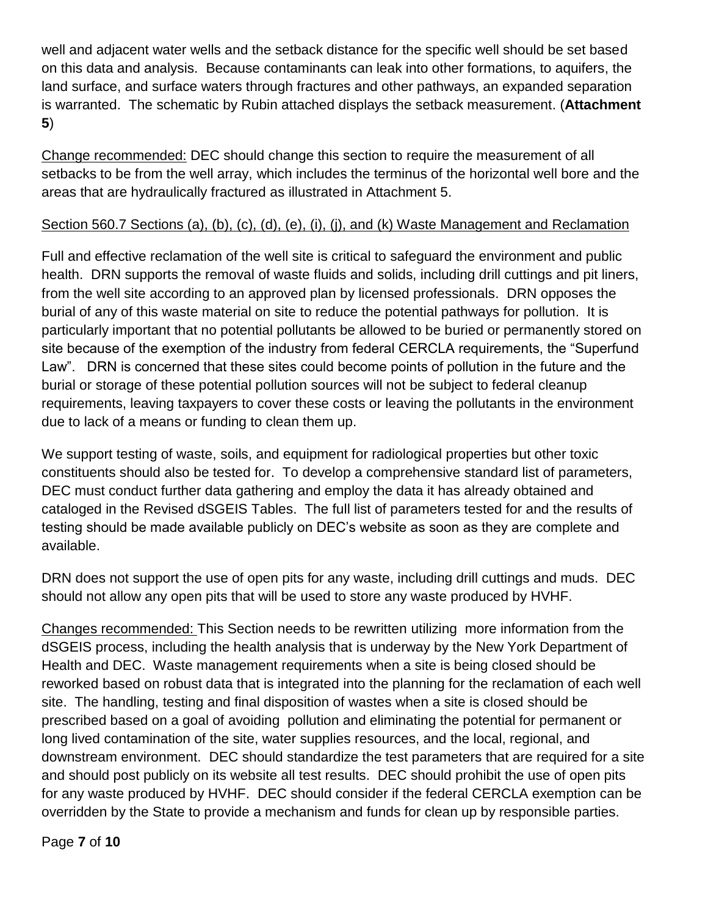well and adjacent water wells and the setback distance for the specific well should be set based on this data and analysis. Because contaminants can leak into other formations, to aquifers, the land surface, and surface waters through fractures and other pathways, an expanded separation is warranted. The schematic by Rubin attached displays the setback measurement. (**Attachment 5**)

Change recommended: DEC should change this section to require the measurement of all setbacks to be from the well array, which includes the terminus of the horizontal well bore and the areas that are hydraulically fractured as illustrated in Attachment 5.

Section 560.7 Sections (a), (b), (c), (d), (e), (i), (j), and (k) Waste Management and Reclamation

Full and effective reclamation of the well site is critical to safeguard the environment and public health. DRN supports the removal of waste fluids and solids, including drill cuttings and pit liners, from the well site according to an approved plan by licensed professionals. DRN opposes the burial of any of this waste material on site to reduce the potential pathways for pollution. It is particularly important that no potential pollutants be allowed to be buried or permanently stored on site because of the exemption of the industry from federal CERCLA requirements, the "Superfund Law". DRN is concerned that these sites could become points of pollution in the future and the burial or storage of these potential pollution sources will not be subject to federal cleanup requirements, leaving taxpayers to cover these costs or leaving the pollutants in the environment due to lack of a means or funding to clean them up.

We support testing of waste, soils, and equipment for radiological properties but other toxic constituents should also be tested for. To develop a comprehensive standard list of parameters, DEC must conduct further data gathering and employ the data it has already obtained and cataloged in the Revised dSGEIS Tables. The full list of parameters tested for and the results of testing should be made available publicly on DEC's website as soon as they are complete and available.

DRN does not support the use of open pits for any waste, including drill cuttings and muds. DEC should not allow any open pits that will be used to store any waste produced by HVHF.

Changes recommended: This Section needs to be rewritten utilizing more information from the dSGEIS process, including the health analysis that is underway by the New York Department of Health and DEC. Waste management requirements when a site is being closed should be reworked based on robust data that is integrated into the planning for the reclamation of each well site. The handling, testing and final disposition of wastes when a site is closed should be prescribed based on a goal of avoiding pollution and eliminating the potential for permanent or long lived contamination of the site, water supplies resources, and the local, regional, and downstream environment. DEC should standardize the test parameters that are required for a site and should post publicly on its website all test results. DEC should prohibit the use of open pits for any waste produced by HVHF. DEC should consider if the federal CERCLA exemption can be overridden by the State to provide a mechanism and funds for clean up by responsible parties.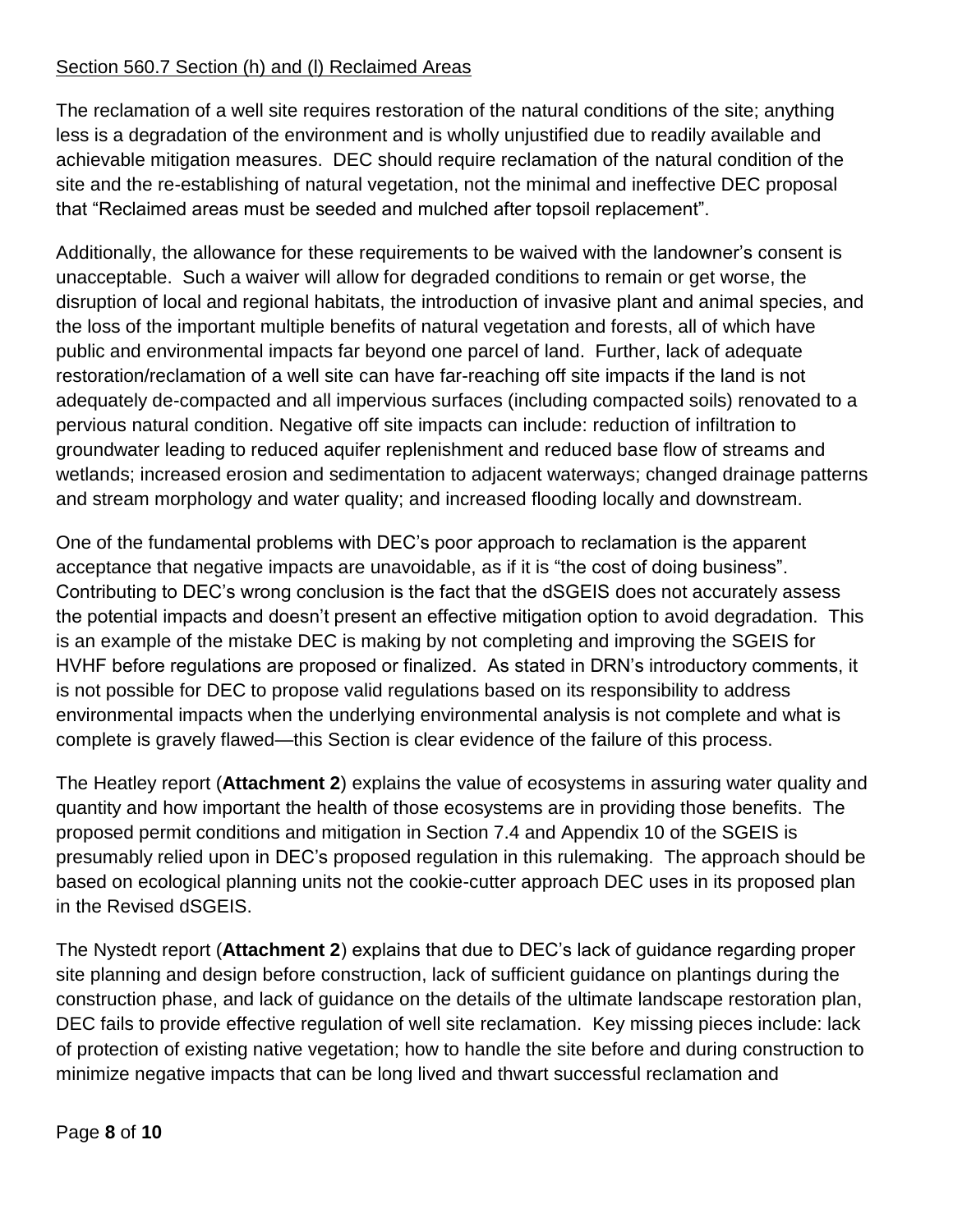Section 560.7 Section (h) and (l) Reclaimed Areas

The reclamation of a well site requires restoration of the natural conditions of the site; anything less is a degradation of the environment and is wholly unjustified due to readily available and achievable mitigation measures. DEC should require reclamation of the natural condition of the site and the re-establishing of natural vegetation, not the minimal and ineffective DEC proposal that "Reclaimed areas must be seeded and mulched after topsoil replacement".

Additionally, the allowance for these requirements to be waived with the landowner's consent is unacceptable. Such a waiver will allow for degraded conditions to remain or get worse, the disruption of local and regional habitats, the introduction of invasive plant and animal species, and the loss of the important multiple benefits of natural vegetation and forests, all of which have public and environmental impacts far beyond one parcel of land. Further, lack of adequate restoration/reclamation of a well site can have far-reaching off site impacts if the land is not adequately de-compacted and all impervious surfaces (including compacted soils) renovated to a pervious natural condition. Negative off site impacts can include: reduction of infiltration to groundwater leading to reduced aquifer replenishment and reduced base flow of streams and wetlands; increased erosion and sedimentation to adjacent waterways; changed drainage patterns and stream morphology and water quality; and increased flooding locally and downstream.

One of the fundamental problems with DEC's poor approach to reclamation is the apparent acceptance that negative impacts are unavoidable, as if it is "the cost of doing business". Contributing to DEC's wrong conclusion is the fact that the dSGEIS does not accurately assess the potential impacts and doesn't present an effective mitigation option to avoid degradation. This is an example of the mistake DEC is making by not completing and improving the SGEIS for HVHF before regulations are proposed or finalized. As stated in DRN's introductory comments, it is not possible for DEC to propose valid regulations based on its responsibility to address environmental impacts when the underlying environmental analysis is not complete and what is complete is gravely flawed—this Section is clear evidence of the failure of this process.

The Heatley report (**Attachment 2**) explains the value of ecosystems in assuring water quality and quantity and how important the health of those ecosystems are in providing those benefits. The proposed permit conditions and mitigation in Section 7.4 and Appendix 10 of the SGEIS is presumably relied upon in DEC's proposed regulation in this rulemaking. The approach should be based on ecological planning units not the cookie-cutter approach DEC uses in its proposed plan in the Revised dSGEIS.

The Nystedt report (**Attachment 2**) explains that due to DEC's lack of guidance regarding proper site planning and design before construction, lack of sufficient guidance on plantings during the construction phase, and lack of guidance on the details of the ultimate landscape restoration plan, DEC fails to provide effective regulation of well site reclamation. Key missing pieces include: lack of protection of existing native vegetation; how to handle the site before and during construction to minimize negative impacts that can be long lived and thwart successful reclamation and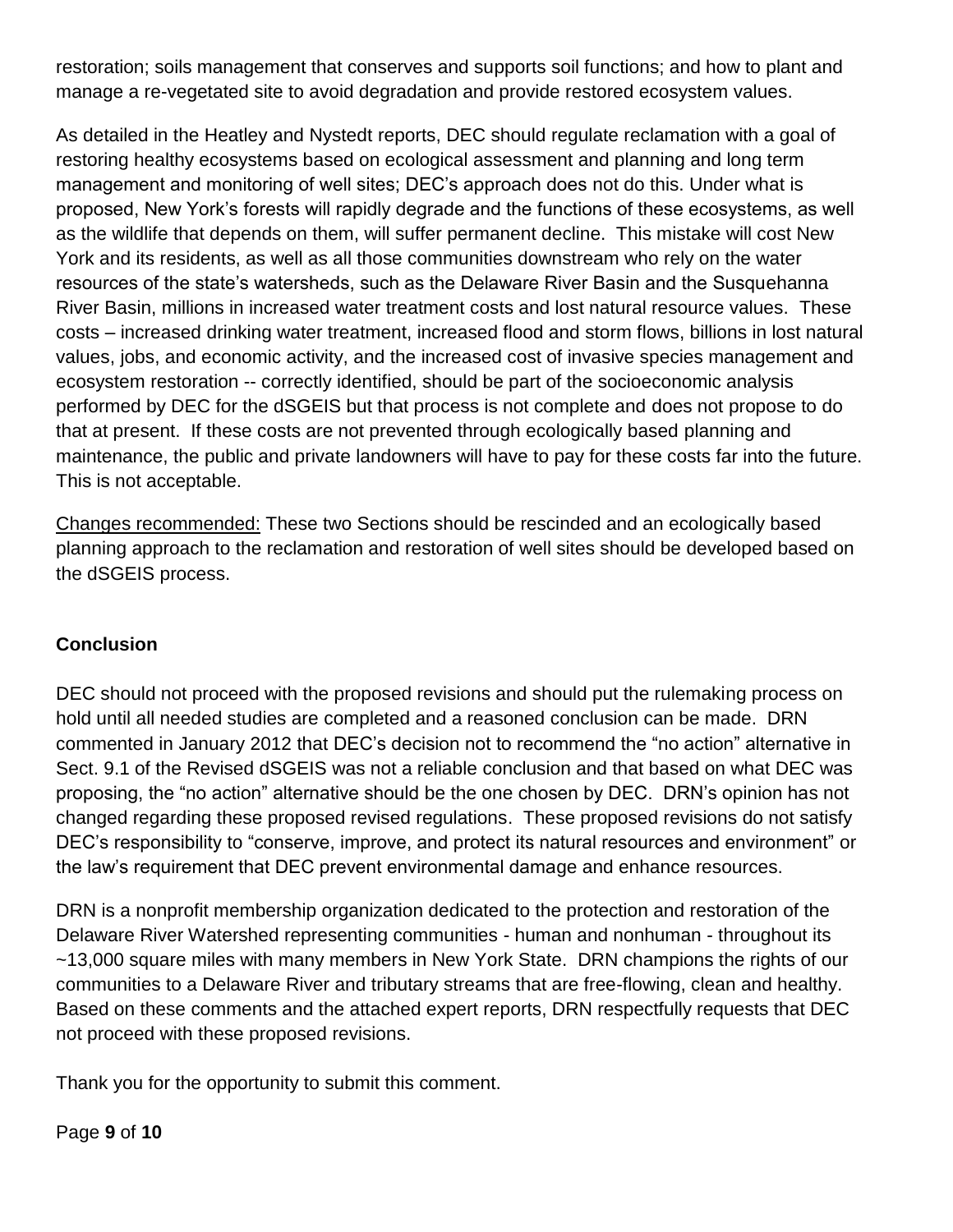restoration; soils management that conserves and supports soil functions; and how to plant and manage a re-vegetated site to avoid degradation and provide restored ecosystem values.

As detailed in the Heatley and Nystedt reports, DEC should regulate reclamation with a goal of restoring healthy ecosystems based on ecological assessment and planning and long term management and monitoring of well sites; DEC's approach does not do this. Under what is proposed, New York's forests will rapidly degrade and the functions of these ecosystems, as well as the wildlife that depends on them, will suffer permanent decline. This mistake will cost New York and its residents, as well as all those communities downstream who rely on the water resources of the state's watersheds, such as the Delaware River Basin and the Susquehanna River Basin, millions in increased water treatment costs and lost natural resource values. These costs – increased drinking water treatment, increased flood and storm flows, billions in lost natural values, jobs, and economic activity, and the increased cost of invasive species management and ecosystem restoration -- correctly identified, should be part of the socioeconomic analysis performed by DEC for the dSGEIS but that process is not complete and does not propose to do that at present. If these costs are not prevented through ecologically based planning and maintenance, the public and private landowners will have to pay for these costs far into the future. This is not acceptable.

Changes recommended: These two Sections should be rescinded and an ecologically based planning approach to the reclamation and restoration of well sites should be developed based on the dSGEIS process.

## Conclusion

DEC should not proceed with the proposed revisions and should put the rulemaking process on hold until all needed studies are completed and a reasoned conclusion can be made. DRN commented in January 2012 that DEC's decision not to recommend the "no action" alternative in Sect. 9.1 of the Revised dSGEIS was not a reliable conclusion and that based on what DEC was proposing, the "no action" alternative should be the one chosen by DEC. DRN's opinion has not changed regarding these proposed revised regulations. These proposed revisions do not satisfy DEC's responsibility to "conserve, improve, and protect its natural resources and environment" or the law's requirement that DEC prevent environmental damage and enhance resources.

DRN is a nonprofit membership organization dedicated to the protection and restoration of the Delaware River Watershed representing communities - human and nonhuman - throughout its ~13,000 square miles with many members in New York State. DRN champions the rights of our communities to a Delaware River and tributary streams that are free-flowing, clean and healthy. Based on these comments and the attached expert reports, DRN respectfully requests that DEC not proceed with these proposed revisions.

Thank you for the opportunity to submit this comment.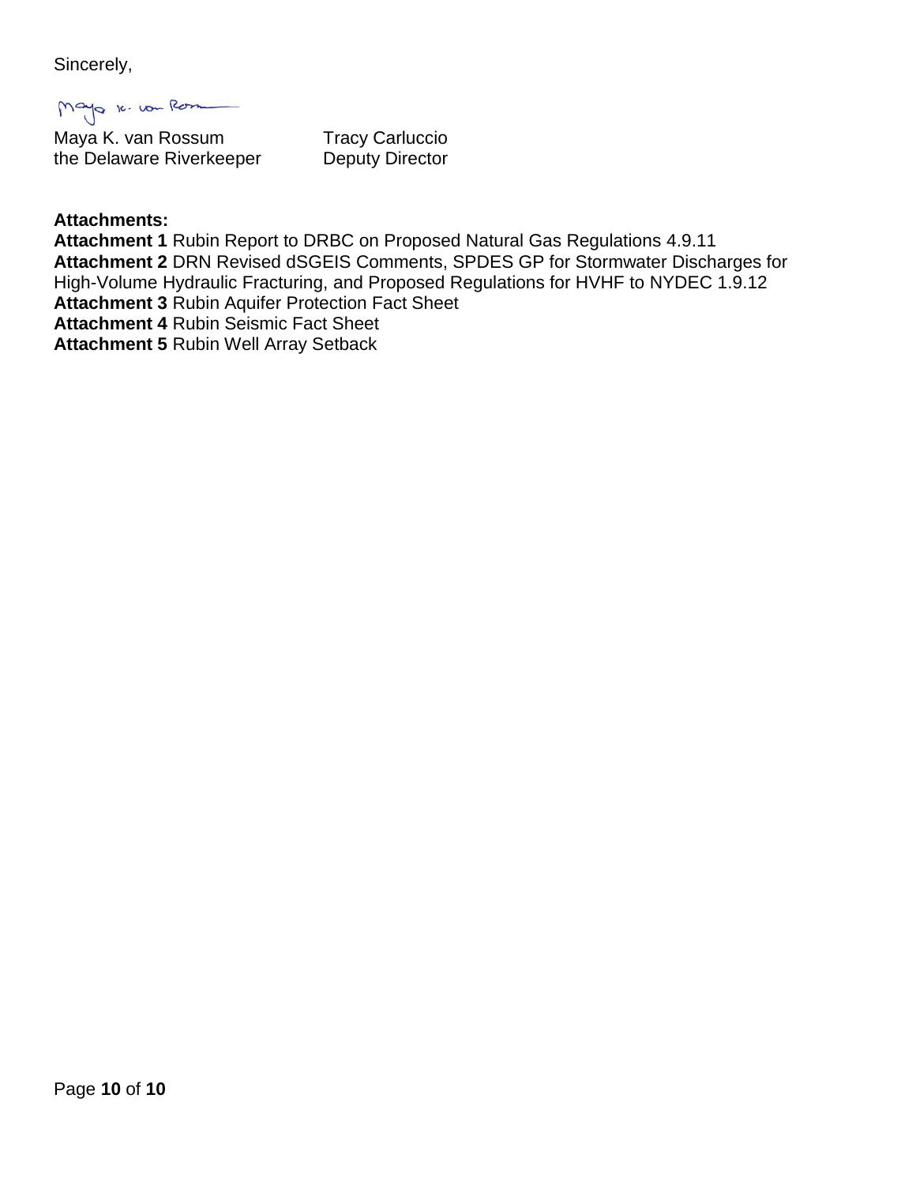Sincerely,

Maya K. van Rossum
the Delaware Riverkeeper

Tracy Carluccio
Deputy Director

**Attachments:**

**Attachment 1** Rubin Report to DRBC on Proposed Natural Gas Regulations 4.9.11
**Attachment 2** DRN Revised dSGEIS Comments, SPDES GP for Stormwater Discharges for High-Volume Hydraulic Fracturing, and Proposed Regulations for HVHF to NYDEC 1.9.12
**Attachment 3** Rubin Aquifer Protection Fact Sheet
**Attachment 4** Rubin Seismic Fact Sheet
**Attachment 5** Rubin Well Array Setback